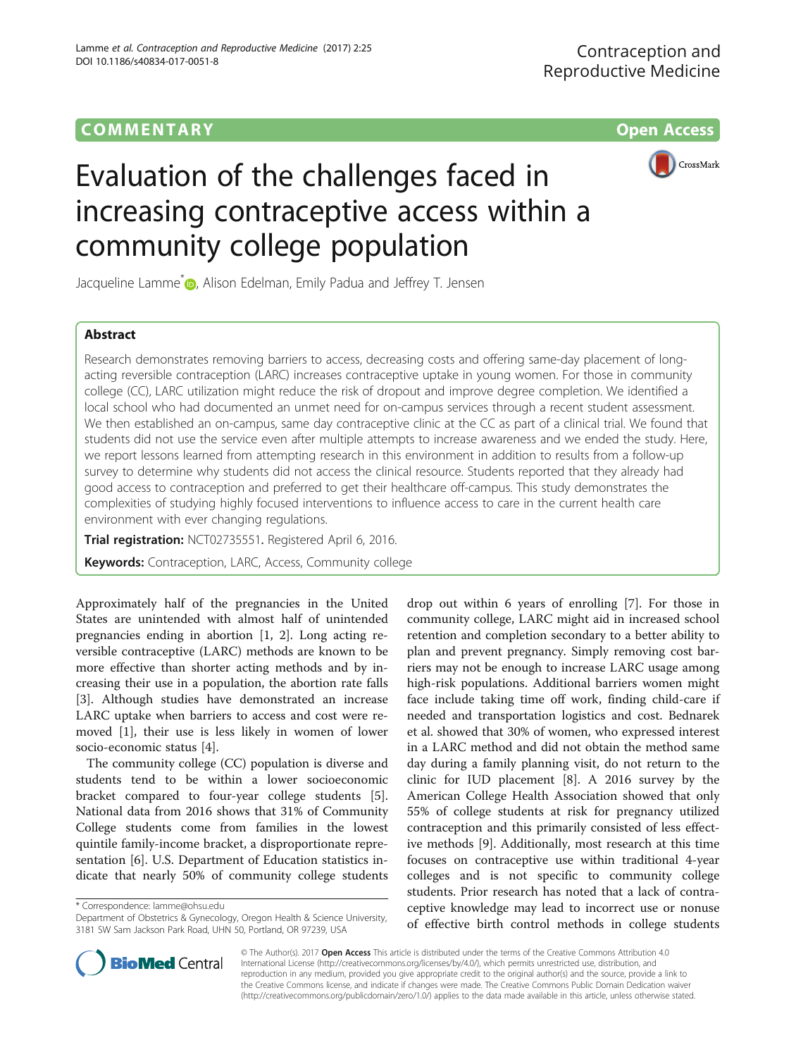**COMMENTARY** **Open Access**

# Evaluation of the challenges faced in increasing contraceptive access within a community college population

Jacqueline Lamme*, Alison Edelman, Emily Padua and Jeffrey T. Jensen

## Abstract

Research demonstrates removing barriers to access, decreasing costs and offering same-day placement of long-acting reversible contraception (LARC) increases contraceptive uptake in young women. For those in community college (CC), LARC utilization might reduce the risk of dropout and improve degree completion. We identified a local school who had documented an unmet need for on-campus services through a recent student assessment. We then established an on-campus, same day contraceptive clinic at the CC as part of a clinical trial. We found that students did not use the service even after multiple attempts to increase awareness and we ended the study. Here, we report lessons learned from attempting research in this environment in addition to results from a follow-up survey to determine why students did not access the clinical resource. Students reported that they already had good access to contraception and preferred to get their healthcare off-campus. This study demonstrates the complexities of studying highly focused interventions to influence access to care in the current health care environment with ever changing regulations.

**Trial registration:** NCT02735551. Registered April 6, 2016.

**Keywords:** Contraception, LARC, Access, Community college

Approximately half of the pregnancies in the United States are unintended with almost half of unintended pregnancies ending in abortion [1, 2]. Long acting reversible contraceptive (LARC) methods are known to be more effective than shorter acting methods and by increasing their use in a population, the abortion rate falls [3]. Although studies have demonstrated an increase LARC uptake when barriers to access and cost were removed [1], their use is less likely in women of lower socio-economic status [4].

The community college (CC) population is diverse and students tend to be within a lower socioeconomic bracket compared to four-year college students [5]. National data from 2016 shows that 31% of Community College students come from families in the lowest quintile family-income bracket, a disproportionate representation [6]. U.S. Department of Education statistics indicate that nearly 50% of community college students drop out within 6 years of enrolling [7]. For those in community college, LARC might aid in increased school retention and completion secondary to a better ability to plan and prevent pregnancy. Simply removing cost barriers may not be enough to increase LARC usage among high-risk populations. Additional barriers women might face include taking time off work, finding child-care if needed and transportation logistics and cost. Bednarek et al. showed that 30% of women, who expressed interest in a LARC method and did not obtain the method same day during a family planning visit, do not return to the clinic for IUD placement [8]. A 2016 survey by the American College Health Association showed that only 55% of college students at risk for pregnancy utilized contraception and this primarily consisted of less effective methods [9]. Additionally, most research at this time focuses on contraceptive use within traditional 4-year colleges and is not specific to community college students. Prior research has noted that a lack of contraceptive knowledge may lead to incorrect use or nonuse of effective birth control methods in college students

\* Correspondence: lamme@ohsu.edu
Department of Obstetrics & Gynecology, Oregon Health & Science University, 3181 SW Sam Jackson Park Road, UHN 50, Portland, OR 97239, USA

© The Author(s). 2017 **Open Access** This article is distributed under the terms of the Creative Commons Attribution 4.0 International License (http://creativecommons.org/licenses/by/4.0/), which permits unrestricted use, distribution, and reproduction in any medium, provided you give appropriate credit to the original author(s) and the source, provide a link to the Creative Commons license, and indicate if changes were made. The Creative Commons Public Domain Dedication waiver (http://creativecommons.org/publicdomain/zero/1.0/) applies to the data made available in this article, unless otherwise stated.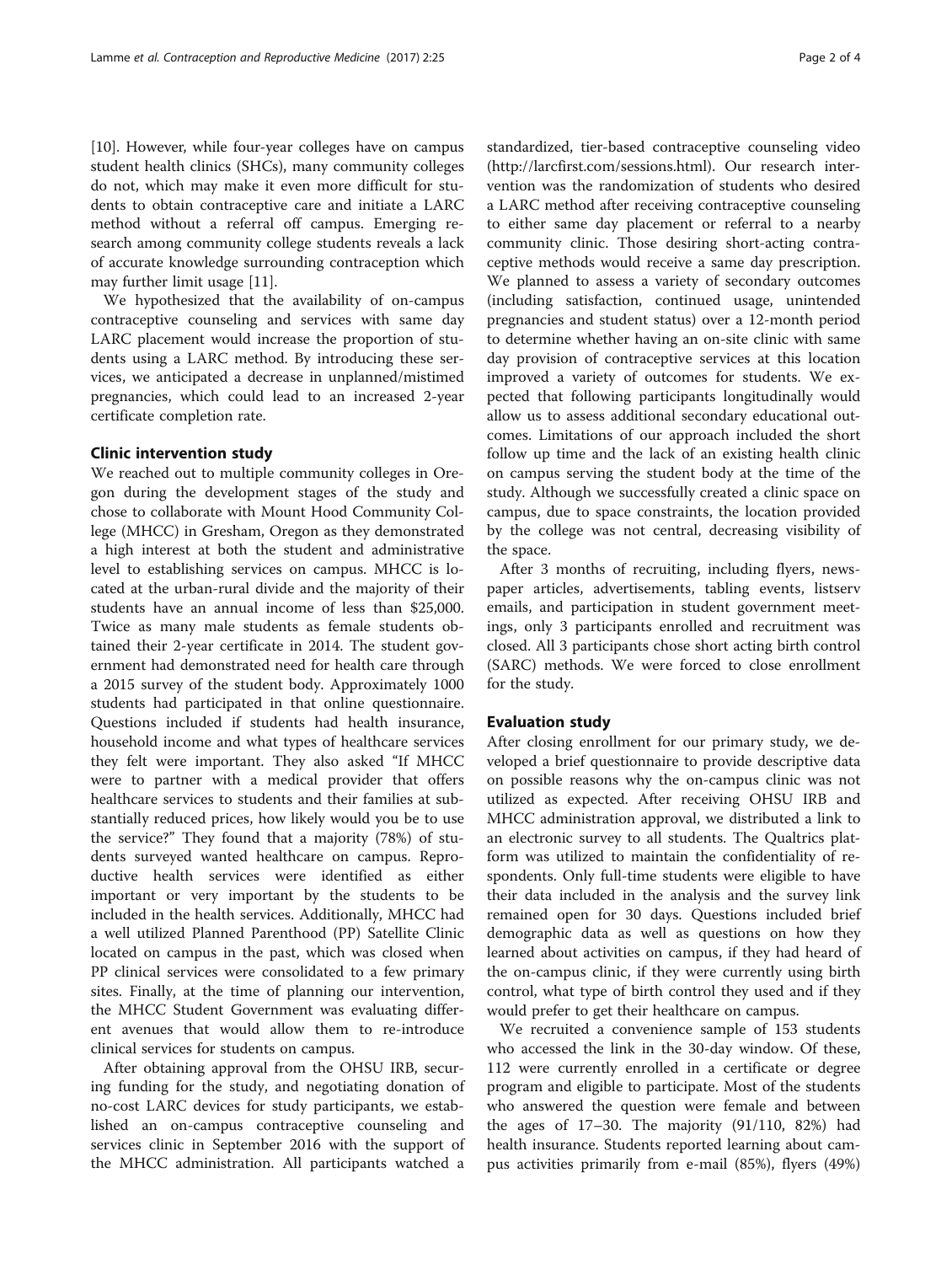[10]. However, while four-year colleges have on campus student health clinics (SHCs), many community colleges do not, which may make it even more difficult for students to obtain contraceptive care and initiate a LARC method without a referral off campus. Emerging research among community college students reveals a lack of accurate knowledge surrounding contraception which may further limit usage [11].

We hypothesized that the availability of on-campus contraceptive counseling and services with same day LARC placement would increase the proportion of students using a LARC method. By introducing these services, we anticipated a decrease in unplanned/mistimed pregnancies, which could lead to an increased 2-year certificate completion rate.

## Clinic intervention study

We reached out to multiple community colleges in Oregon during the development stages of the study and chose to collaborate with Mount Hood Community College (MHCC) in Gresham, Oregon as they demonstrated a high interest at both the student and administrative level to establishing services on campus. MHCC is located at the urban-rural divide and the majority of their students have an annual income of less than $25,000. Twice as many male students as female students obtained their 2-year certificate in 2014. The student government had demonstrated need for health care through a 2015 survey of the student body. Approximately 1000 students had participated in that online questionnaire. Questions included if students had health insurance, household income and what types of healthcare services they felt were important. They also asked "If MHCC were to partner with a medical provider that offers healthcare services to students and their families at substantially reduced prices, how likely would you be to use the service?" They found that a majority (78%) of students surveyed wanted healthcare on campus. Reproductive health services were identified as either important or very important by the students to be included in the health services. Additionally, MHCC had a well utilized Planned Parenthood (PP) Satellite Clinic located on campus in the past, which was closed when PP clinical services were consolidated to a few primary sites. Finally, at the time of planning our intervention, the MHCC Student Government was evaluating different avenues that would allow them to re-introduce clinical services for students on campus.

After obtaining approval from the OHSU IRB, securing funding for the study, and negotiating donation of no-cost LARC devices for study participants, we established an on-campus contraceptive counseling and services clinic in September 2016 with the support of the MHCC administration. All participants watched a standardized, tier-based contraceptive counseling video (http://larcfirst.com/sessions.html). Our research intervention was the randomization of students who desired a LARC method after receiving contraceptive counseling to either same day placement or referral to a nearby community clinic. Those desiring short-acting contraceptive methods would receive a same day prescription. We planned to assess a variety of secondary outcomes (including satisfaction, continued usage, unintended pregnancies and student status) over a 12-month period to determine whether having an on-site clinic with same day provision of contraceptive services at this location improved a variety of outcomes for students. We expected that following participants longitudinally would allow us to assess additional secondary educational outcomes. Limitations of our approach included the short follow up time and the lack of an existing health clinic on campus serving the student body at the time of the study. Although we successfully created a clinic space on campus, due to space constraints, the location provided by the college was not central, decreasing visibility of the space.

After 3 months of recruiting, including flyers, newspaper articles, advertisements, tabling events, listserv emails, and participation in student government meetings, only 3 participants enrolled and recruitment was closed. All 3 participants chose short acting birth control (SARC) methods. We were forced to close enrollment for the study.

## Evaluation study

After closing enrollment for our primary study, we developed a brief questionnaire to provide descriptive data on possible reasons why the on-campus clinic was not utilized as expected. After receiving OHSU IRB and MHCC administration approval, we distributed a link to an electronic survey to all students. The Qualtrics platform was utilized to maintain the confidentiality of respondents. Only full-time students were eligible to have their data included in the analysis and the survey link remained open for 30 days. Questions included brief demographic data as well as questions on how they learned about activities on campus, if they had heard of the on-campus clinic, if they were currently using birth control, what type of birth control they used and if they would prefer to get their healthcare on campus.

We recruited a convenience sample of 153 students who accessed the link in the 30-day window. Of these, 112 were currently enrolled in a certificate or degree program and eligible to participate. Most of the students who answered the question were female and between the ages of 17–30. The majority (91/110, 82%) had health insurance. Students reported learning about campus activities primarily from e-mail (85%), flyers (49%)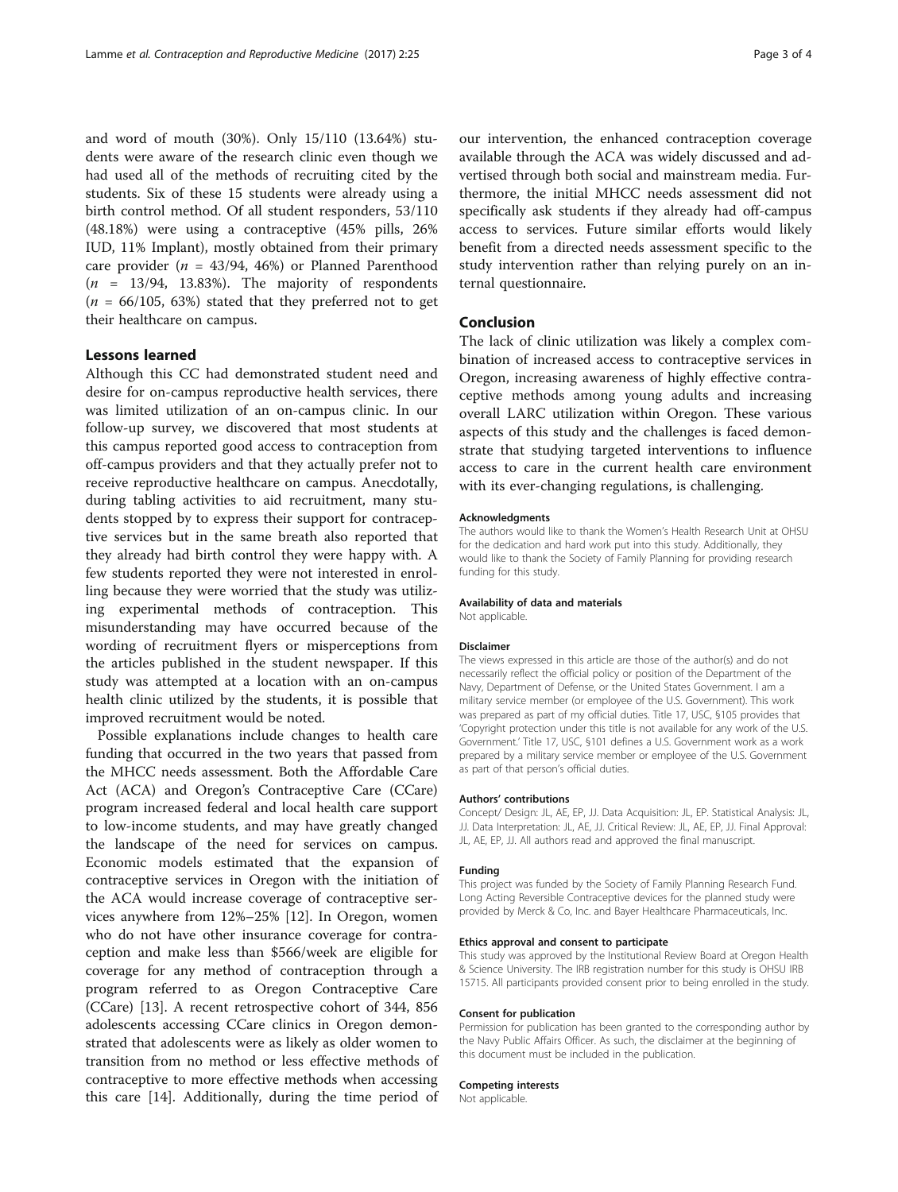and word of mouth (30%). Only 15/110 (13.64%) students were aware of the research clinic even though we had used all of the methods of recruiting cited by the students. Six of these 15 students were already using a birth control method. Of all student responders, 53/110 (48.18%) were using a contraceptive (45% pills, 26% IUD, 11% Implant), mostly obtained from their primary care provider ($n$ = 43/94, 46%) or Planned Parenthood ($n$ = 13/94, 13.83%). The majority of respondents ($n$ = 66/105, 63%) stated that they preferred not to get their healthcare on campus.

## Lessons learned

Although this CC had demonstrated student need and desire for on-campus reproductive health services, there was limited utilization of an on-campus clinic. In our follow-up survey, we discovered that most students at this campus reported good access to contraception from off-campus providers and that they actually prefer not to receive reproductive healthcare on campus. Anecdotally, during tabling activities to aid recruitment, many students stopped by to express their support for contraceptive services but in the same breath also reported that they already had birth control they were happy with. A few students reported they were not interested in enrolling because they were worried that the study was utilizing experimental methods of contraception. This misunderstanding may have occurred because of the wording of recruitment flyers or misperceptions from the articles published in the student newspaper. If this study was attempted at a location with an on-campus health clinic utilized by the students, it is possible that improved recruitment would be noted.

Possible explanations include changes to health care funding that occurred in the two years that passed from the MHCC needs assessment. Both the Affordable Care Act (ACA) and Oregon's Contraceptive Care (CCare) program increased federal and local health care support to low-income students, and may have greatly changed the landscape of the need for services on campus. Economic models estimated that the expansion of contraceptive services in Oregon with the initiation of the ACA would increase coverage of contraceptive services anywhere from 12%–25% [12]. In Oregon, women who do not have other insurance coverage for contraception and make less than \$566/week are eligible for coverage for any method of contraception through a program referred to as Oregon Contraceptive Care (CCare) [13]. A recent retrospective cohort of 344, 856 adolescents accessing CCare clinics in Oregon demonstrated that adolescents were as likely as older women to transition from no method or less effective methods of contraceptive to more effective methods when accessing this care [14]. Additionally, during the time period of our intervention, the enhanced contraception coverage available through the ACA was widely discussed and advertised through both social and mainstream media. Furthermore, the initial MHCC needs assessment did not specifically ask students if they already had off-campus access to services. Future similar efforts would likely benefit from a directed needs assessment specific to the study intervention rather than relying purely on an internal questionnaire.

## Conclusion

The lack of clinic utilization was likely a complex combination of increased access to contraceptive services in Oregon, increasing awareness of highly effective contraceptive methods among young adults and increasing overall LARC utilization within Oregon. These various aspects of this study and the challenges is faced demonstrate that studying targeted interventions to influence access to care in the current health care environment with its ever-changing regulations, is challenging.

#### Acknowledgments

The authors would like to thank the Women's Health Research Unit at OHSU for the dedication and hard work put into this study. Additionally, they would like to thank the Society of Family Planning for providing research funding for this study.

#### Availability of data and materials

Not applicable.

#### Disclaimer

The views expressed in this article are those of the author(s) and do not necessarily reflect the official policy or position of the Department of the Navy, Department of Defense, or the United States Government. I am a military service member (or employee of the U.S. Government). This work was prepared as part of my official duties. Title 17, USC, §105 provides that 'Copyright protection under this title is not available for any work of the U.S. Government.' Title 17, USC, §101 defines a U.S. Government work as a work prepared by a military service member or employee of the U.S. Government as part of that person's official duties.

#### Authors' contributions

Concept/ Design: JL, AE, EP, JJ. Data Acquisition: JL, EP. Statistical Analysis: JL, JJ. Data Interpretation: JL, AE, JJ. Critical Review: JL, AE, EP, JJ. Final Approval: JL, AE, EP, JJ. All authors read and approved the final manuscript.

#### Funding

This project was funded by the Society of Family Planning Research Fund. Long Acting Reversible Contraceptive devices for the planned study were provided by Merck & Co, Inc. and Bayer Healthcare Pharmaceuticals, Inc.

#### Ethics approval and consent to participate

This study was approved by the Institutional Review Board at Oregon Health & Science University. The IRB registration number for this study is OHSU IRB 15715. All participants provided consent prior to being enrolled in the study.

#### Consent for publication

Permission for publication has been granted to the corresponding author by the Navy Public Affairs Officer. As such, the disclaimer at the beginning of this document must be included in the publication.

#### Competing interests

Not applicable.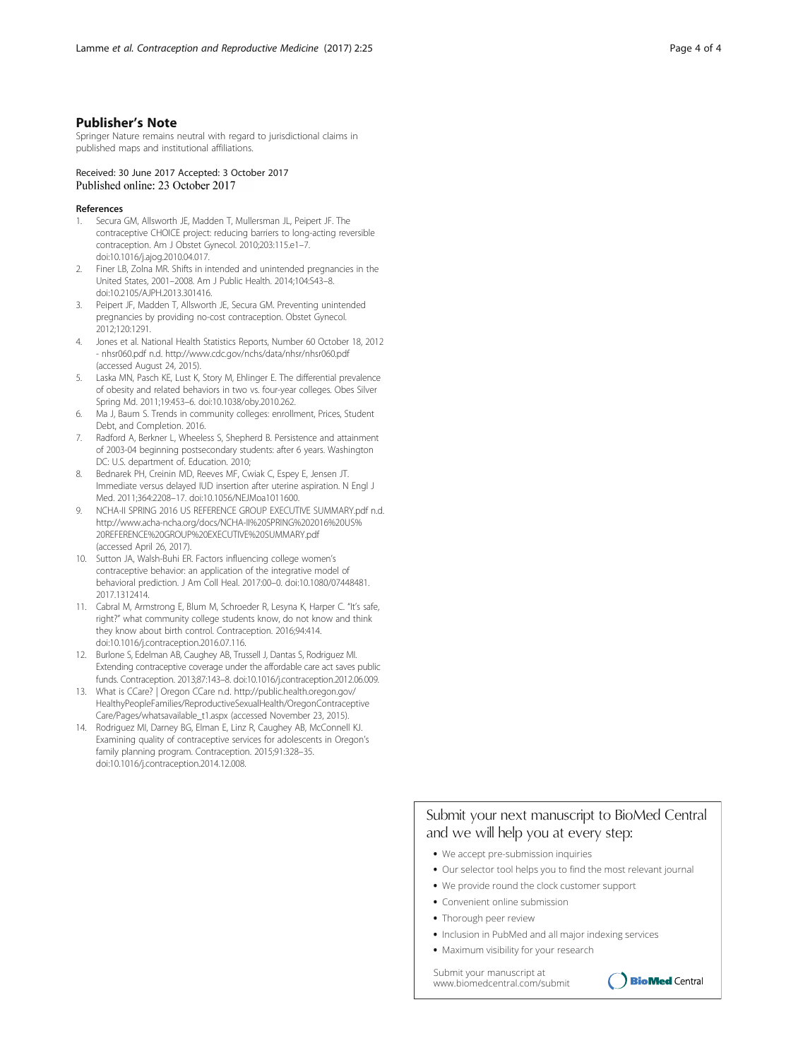## Publisher's Note

Springer Nature remains neutral with regard to jurisdictional claims in published maps and institutional affiliations.

Received: 30 June 2017 Accepted: 3 October 2017
Published online: 23 October 2017

### References

1. Secura GM, Allsworth JE, Madden T, Mullersman JL, Peipert JF. The contraceptive CHOICE project: reducing barriers to long-acting reversible contraception. Am J Obstet Gynecol. 2010;203:115.e1–7. doi:10.1016/j.ajog.2010.04.017.
2. Finer LB, Zolna MR. Shifts in intended and unintended pregnancies in the United States, 2001–2008. Am J Public Health. 2014;104:S43–8. doi:10.2105/AJPH.2013.301416.
3. Peipert JF, Madden T, Allsworth JE, Secura GM. Preventing unintended pregnancies by providing no-cost contraception. Obstet Gynecol. 2012;120:1291.
4. Jones et al. National Health Statistics Reports, Number 60 October 18, 2012 - nhsr060.pdf n.d. http://www.cdc.gov/nchs/data/nhsr/nhsr060.pdf (accessed August 24, 2015).
5. Laska MN, Pasch KE, Lust K, Story M, Ehlinger E. The differential prevalence of obesity and related behaviors in two vs. four-year colleges. Obes Silver Spring Md. 2011;19:453–6. doi:10.1038/oby.2010.262.
6. Ma J, Baum S. Trends in community colleges: enrollment, Prices, Student Debt, and Completion. 2016.
7. Radford A, Berkner L, Wheeless S, Shepherd B. Persistence and attainment of 2003-04 beginning postsecondary students: after 6 years. Washington DC: U.S. department of. Education. 2010;
8. Bednarek PH, Creinin MD, Reeves MF, Cwiak C, Espey E, Jensen JT. Immediate versus delayed IUD insertion after uterine aspiration. N Engl J Med. 2011;364:2208–17. doi:10.1056/NEJMoa1011600.
9. NCHA-II SPRING 2016 US REFERENCE GROUP EXECUTIVE SUMMARY.pdf n.d. http://www.acha-ncha.org/docs/NCHA-II%20SPRING%202016%20US%20REFERENCE%20GROUP%20EXECUTIVE%20SUMMARY.pdf (accessed April 26, 2017).
10. Sutton JA, Walsh-Buhi ER. Factors influencing college women's contraceptive behavior: an application of the integrative model of behavioral prediction. J Am Coll Heal. 2017:00–0. doi:10.1080/07448481.2017.1312414.
11. Cabral M, Armstrong E, Blum M, Schroeder R, Lesyna K, Harper C. "It's safe, right?" what community college students know, do not know and think they know about birth control. Contraception. 2016;94:414. doi:10.1016/j.contraception.2016.07.116.
12. Burlone S, Edelman AB, Caughey AB, Trussell J, Dantas S, Rodriguez MI. Extending contraceptive coverage under the affordable care act saves public funds. Contraception. 2013;87:143–8. doi:10.1016/j.contraception.2012.06.009.
13. What is CCare? | Oregon CCare n.d. http://public.health.oregon.gov/HealthyPeopleFamilies/ReproductiveSexualHealth/OregonContraceptiveCare/Pages/whatsavailable_t1.aspx (accessed November 23, 2015).
14. Rodriguez MI, Darney BG, Elman E, Linz R, Caughey AB, McConnell KJ. Examining quality of contraceptive services for adolescents in Oregon's family planning program. Contraception. 2015;91:328–35. doi:10.1016/j.contraception.2014.12.008.

Submit your next manuscript to BioMed Central and we will help you at every step:

- We accept pre-submission inquiries
- Our selector tool helps you to find the most relevant journal
- We provide round the clock customer support
- Convenient online submission
- Thorough peer review
- Inclusion in PubMed and all major indexing services
- Maximum visibility for your research

Submit your manuscript at
www.biomedcentral.com/submit

BioMed Central